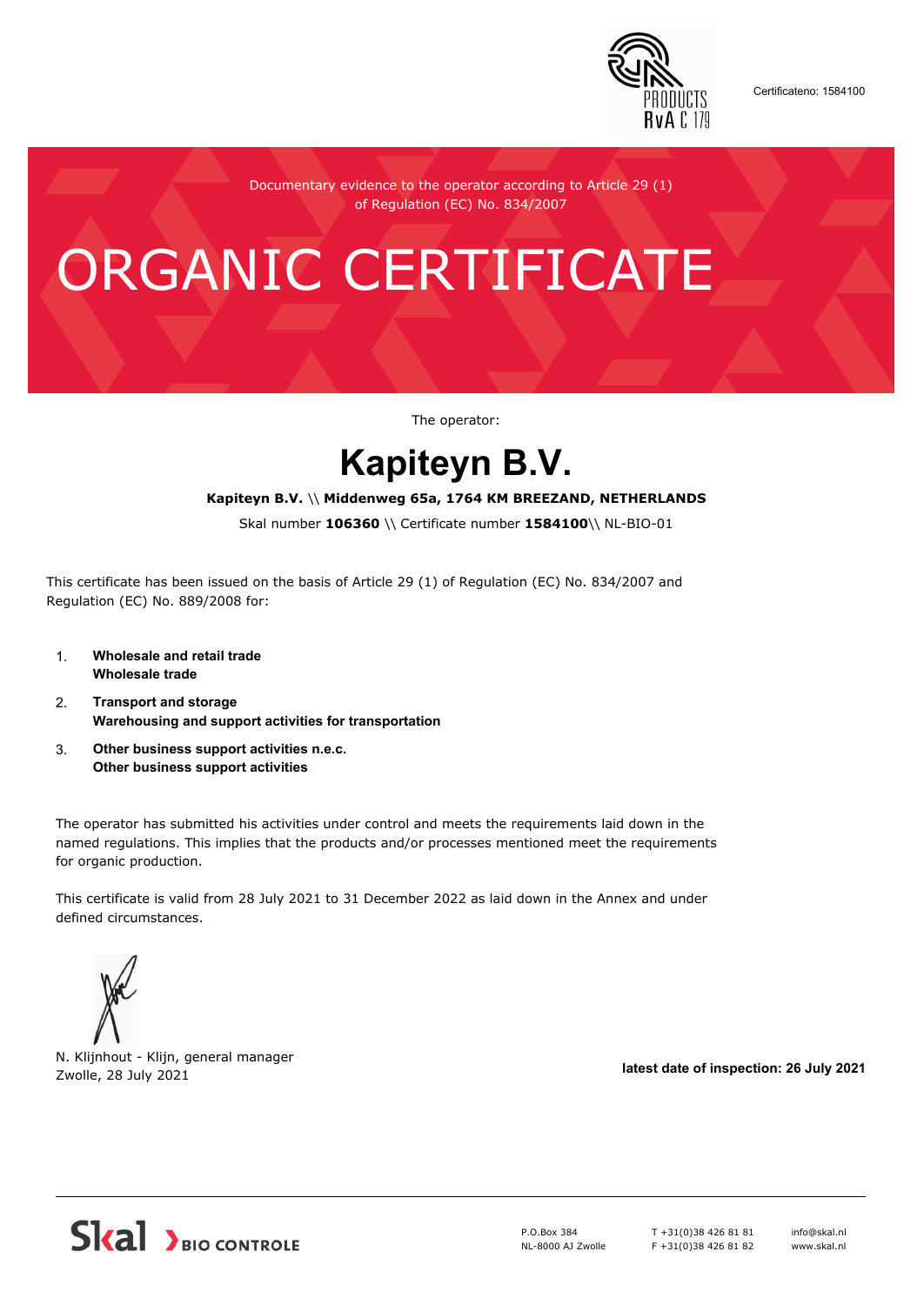Certificateno: 1584100

Documentary evidence to the operator according to Article 29 (1) of Regulation (EC) No. 834/2007

# ORGANIC CERTIFICATE

The operator:

## Kapiteyn B.V.

**Kapiteyn B.V.** \\ **Middenweg 65a, 1764 KM BREEZAND, NETHERLANDS**

Skal number **106360** \\ Certificate number **1584100**\\ NL-BIO-01

This certificate has been issued on the basis of Article 29 (1) of Regulation (EC) No. 834/2007 and Regulation (EC) No. 889/2008 for:

1. **Wholesale and retail trade**
   **Wholesale trade**
2. **Transport and storage**
   **Warehousing and support activities for transportation**
3. **Other business support activities n.e.c.**
   **Other business support activities**

The operator has submitted his activities under control and meets the requirements laid down in the named regulations. This implies that the products and/or processes mentioned meet the requirements for organic production.

This certificate is valid from 28 July 2021 to 31 December 2022 as laid down in the Annex and under defined circumstances.

N. Klijnhout - Klijn, general manager
Zwolle, 28 July 2021

**latest date of inspection: 26 July 2021**

Skal BIO CONTROLE

P.O.Box 384
NL-8000 AJ Zwolle

T +31(0)38 426 81 81
F +31(0)38 426 81 82

info@skal.nl
www.skal.nl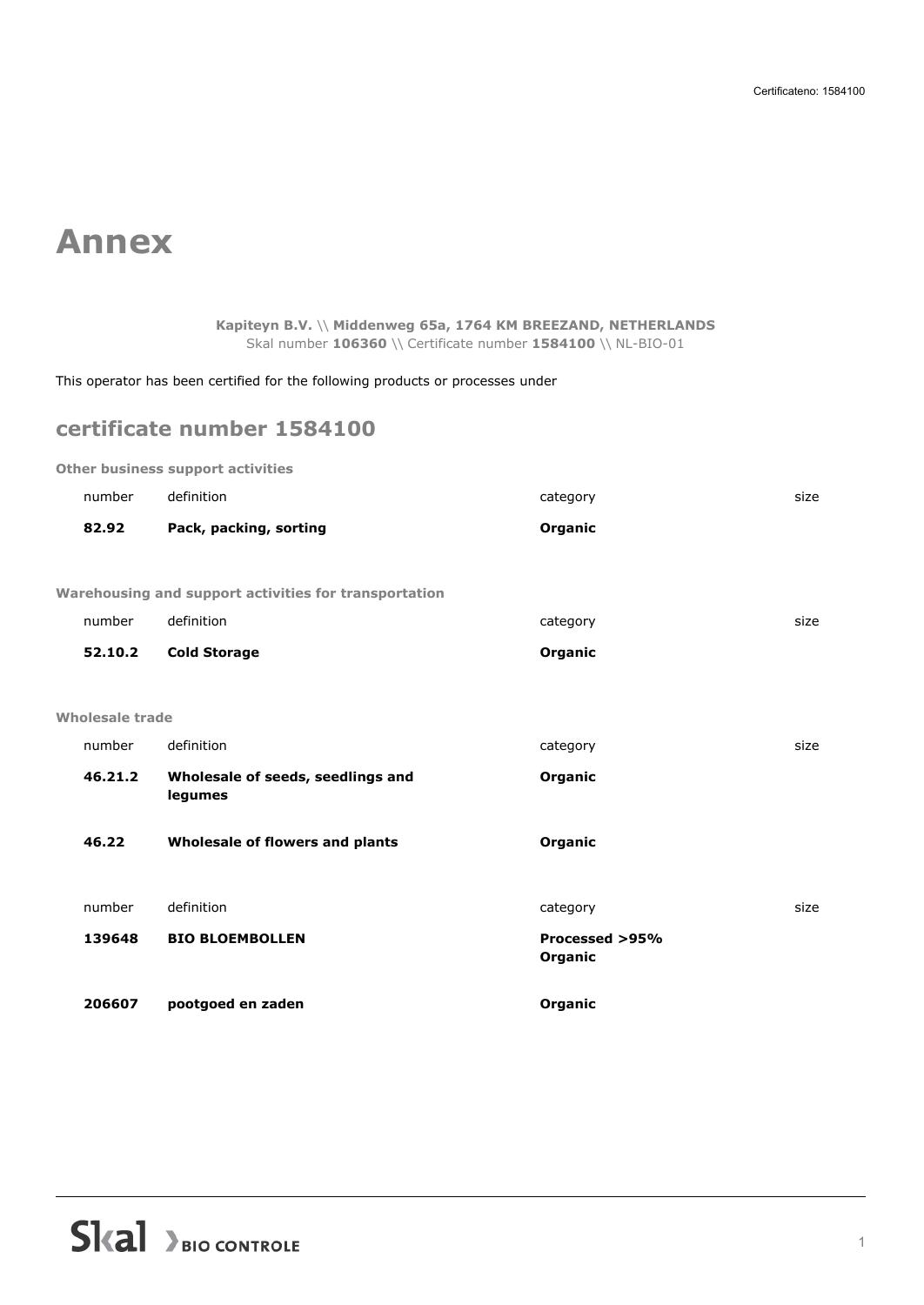# Annex

**Kapiteyn B.V.** \\ **Middenweg 65a, 1764 KM BREEZAND, NETHERLANDS**
Skal number **106360** \\ Certificate number **1584100** \\ NL-BIO-01

This operator has been certified for the following products or processes under

## certificate number 1584100

### Other business support activities

| number | definition | category | size |
| --- | --- | --- | --- |
| **82.92** | **Pack, packing, sorting** | **Organic** | |

### Warehousing and support activities for transportation

| number | definition | category | size |
| --- | --- | --- | --- |
| **52.10.2** | **Cold Storage** | **Organic** | |

### Wholesale trade

| number | definition | category | size |
| --- | --- | --- | --- |
| **46.21.2** | **Wholesale of seeds, seedlings and legumes** | **Organic** | |
| **46.22** | **Wholesale of flowers and plants** | **Organic** | |

| number | definition | category | size |
| --- | --- | --- | --- |
| **139648** | **BIO BLOEMBOLLEN** | **Processed >95% Organic** | |
| **206607** | **pootgoed en zaden** | **Organic** | |